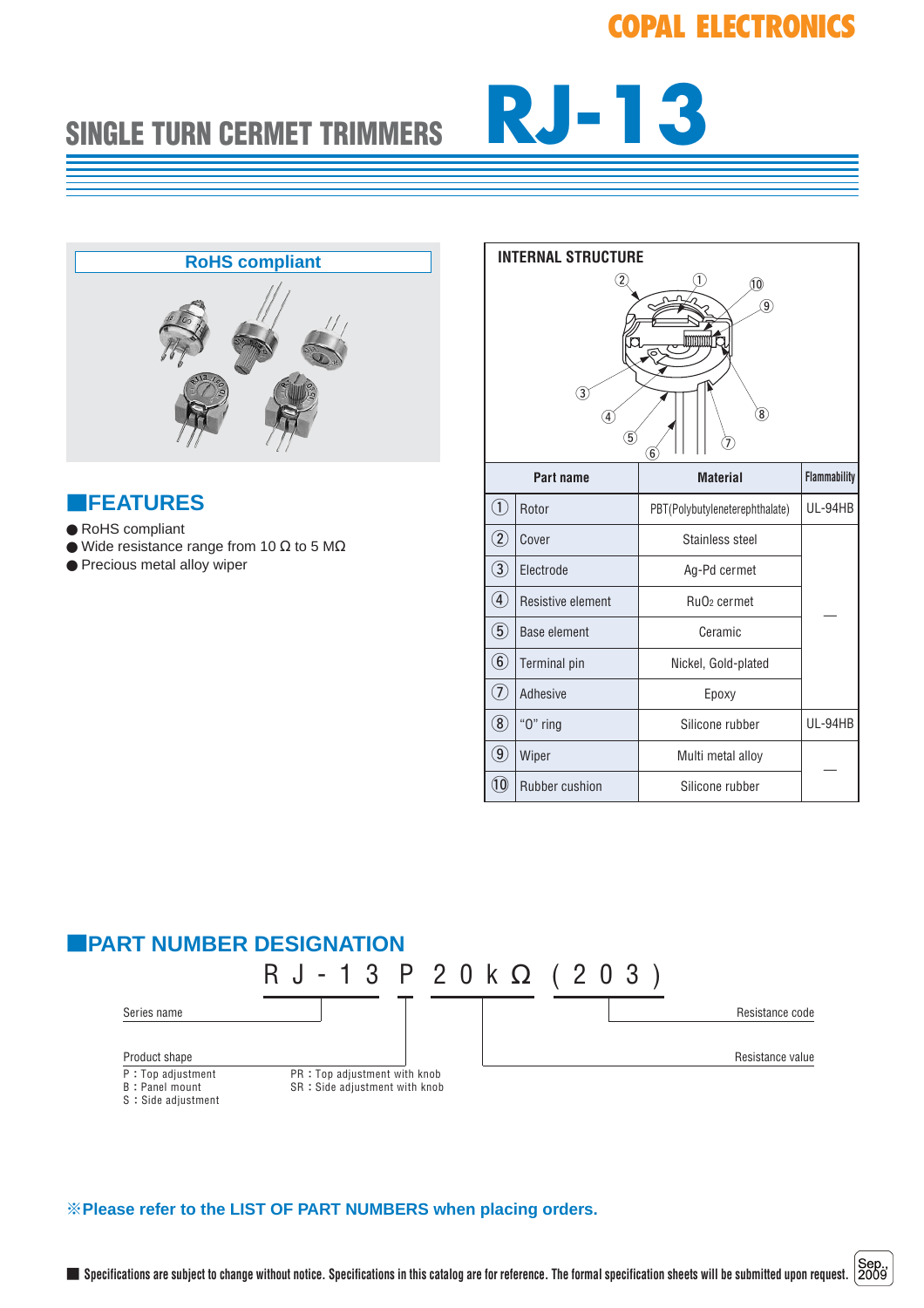COPAL ELECTRONICS

# SINGLE TURN CERMET TRIMMERS RJ-13

RoHS compliant

## FEATURES

- RoHS compliant
- Wide resistance range from 10 Ω to 5 MΩ
- Precious metal alloy wiper

## INTERNAL STRUCTURE

| | Part name | Material | Flammability |
|---|---|---|---|
| ① | Rotor | PBT(Polybutyleneterephthalate) | UL-94HB |
| ② | Cover | Stainless steel | — |
| ③ | Electrode | Ag-Pd cermet | — |
| ④ | Resistive element | $RuO_2$ cermet | — |
| ⑤ | Base element | Ceramic | — |
| ⑥ | Terminal pin | Nickel, Gold-plated | — |
| ⑦ | Adhesive | Epoxy | — |
| ⑧ | "O" ring | Silicone rubber | UL-94HB |
| ⑨ | Wiper | Multi metal alloy | — |
| ⑩ | Rubber cushion | Silicone rubber | — |

## PART NUMBER DESIGNATION

RJ-13 P 20kΩ (203)

- Series name: RJ-13
- Product shape: P
  - P : Top adjustment
  - B : Panel mount
  - S : Side adjustment
  - PR : Top adjustment with knob
  - SR : Side adjustment with knob
- Resistance value: 20kΩ
- Resistance code: (203)

**※Please refer to the LIST OF PART NUMBERS when placing orders.**

■ Specifications are subject to change without notice. Specifications in this catalog are for reference. The formal specification sheets will be submitted upon request.

Sep., 2009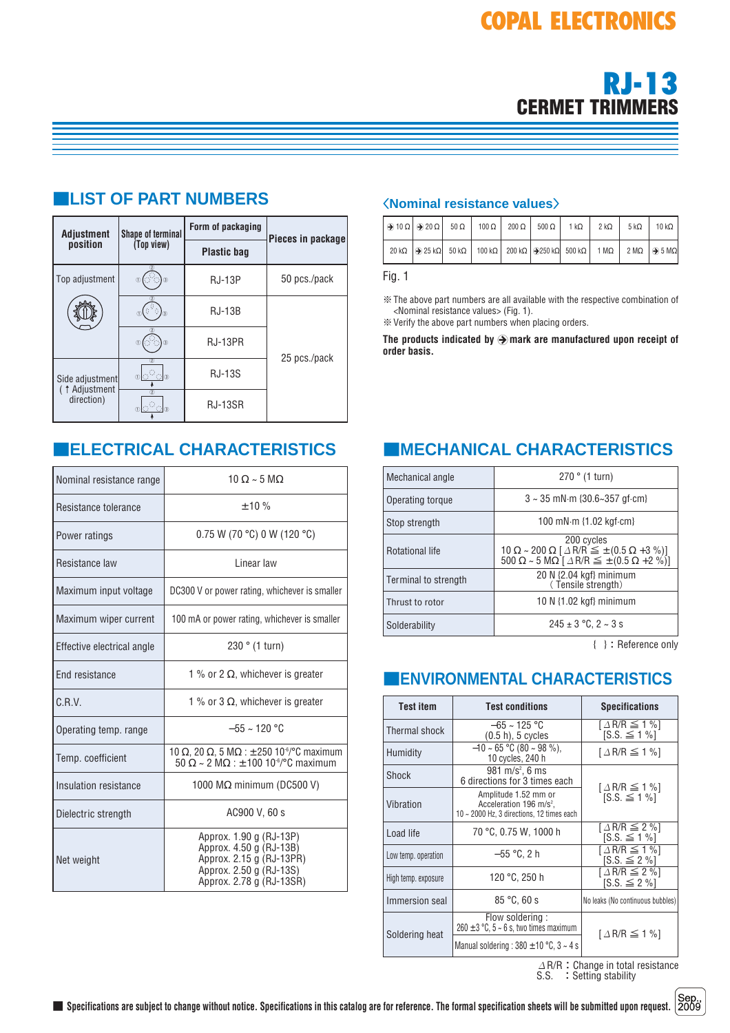COPAL ELECTRONICS

# RJ-13
## CERMET TRIMMERS

## LIST OF PART NUMBERS

| Adjustment position | Shape of terminal (Top view) | Form of packaging: Plastic bag | Pieces in package |
|---|---|---|---|
| Top adjustment | | RJ-13P | 50 pcs./pack |
| | | RJ-13B | 25 pcs./pack |
| | | RJ-13PR | |
| Side adjustment (↑ Adjustment direction) | | RJ-13S | |
| | | RJ-13SR | |

### 〈Nominal resistance values〉

| ➔ 10 Ω | ➔ 20 Ω | 50 Ω | 100 Ω | 200 Ω | 500 Ω | 1 kΩ | 2 kΩ | 5 kΩ | 10 kΩ |
|---|---|---|---|---|---|---|---|---|---|
| 20 kΩ | ➔ 25 kΩ | 50 kΩ | 100 kΩ | 200 kΩ | ➔250 kΩ | 500 kΩ | 1 MΩ | 2 MΩ | ➔ 5 MΩ |

Fig. 1

※ The above part numbers are all available with the respective combination of <Nominal resistance values> (Fig. 1).
※ Verify the above part numbers when placing orders.

**The products indicated by ➔ mark are manufactured upon receipt of order basis.**

## ELECTRICAL CHARACTERISTICS

| | |
|---|---|
| Nominal resistance range | 10 Ω ~ 5 MΩ |
| Resistance tolerance | ±10 % |
| Power ratings | 0.75 W (70 °C) 0 W (120 °C) |
| Resistance law | Linear law |
| Maximum input voltage | DC300 V or power rating, whichever is smaller |
| Maximum wiper current | 100 mA or power rating, whichever is smaller |
| Effective electrical angle | 230 ° (1 turn) |
| End resistance | 1 % or 2 Ω, whichever is greater |
| C.R.V. | 1 % or 3 Ω, whichever is greater |
| Operating temp. range | –55 ~ 120 °C |
| Temp. coefficient | 10 Ω, 20 Ω, 5 MΩ : ±250 $10^{-6}$/°C maximum<br>50 Ω ~ 2 MΩ : ±100 $10^{-6}$/°C maximum |
| Insulation resistance | 1000 MΩ minimum (DC500 V) |
| Dielectric strength | AC900 V, 60 s |
| Net weight | Approx. 1.90 g (RJ-13P)<br>Approx. 4.50 g (RJ-13B)<br>Approx. 2.15 g (RJ-13PR)<br>Approx. 2.50 g (RJ-13S)<br>Approx. 2.78 g (RJ-13SR) |

## MECHANICAL CHARACTERISTICS

| | |
|---|---|
| Mechanical angle | 270 ° (1 turn) |
| Operating torque | 3 ~ 35 mN·m {30.6~357 gf·cm} |
| Stop strength | 100 mN·m {1.02 kgf·cm} |
| Rotational life | 200 cycles<br>10 Ω ~ 200 Ω [ ΔR/R ≦ ±(0.5 Ω +3 %)]<br>500 Ω ~ 5 MΩ [ ΔR/R ≦ ±(0.5 Ω +2 %)] |
| Terminal to strength | 20 N {2.04 kgf} minimum<br>( Tensile strength) |
| Thrust to rotor | 10 N {1.02 kgf} minimum |
| Solderability | 245 ± 3 °C, 2 ~ 3 s |

{ } : Reference only

## ENVIRONMENTAL CHARACTERISTICS

| Test item | Test conditions | Specifications |
|---|---|---|
| Thermal shock | –65 ~ 125 °C<br>(0.5 h), 5 cycles | [ ΔR/R ≦ 1 %]<br>[S.S. ≦ 1 %] |
| Humidity | –10 ~ 65 °C (80 ~ 98 %),<br>10 cycles, 240 h | [ ΔR/R ≦ 1 %] |
| Shock | 981 m/s², 6 ms<br>6 directions for 3 times each | [ ΔR/R ≦ 1 %]<br>[S.S. ≦ 1 %] |
| Vibration | Amplitude 1.52 mm or<br>Acceleration 196 m/s²,<br>10 ~ 2000 Hz, 3 directions, 12 times each | |
| Load life | 70 °C, 0.75 W, 1000 h | [ ΔR/R ≦ 2 %]<br>[S.S. ≦ 1 %] |
| Low temp. operation | –55 °C, 2 h | [ ΔR/R ≦ 1 %]<br>[S.S. ≦ 2 %] |
| High temp. exposure | 120 °C, 250 h | [ ΔR/R ≦ 2 %]<br>[S.S. ≦ 2 %] |
| Immersion seal | 85 °C, 60 s | No leaks (No continuous bubbles) |
| Soldering heat | Flow soldering :<br>260 ±3 °C, 5 ~ 6 s, two times maximum | [ ΔR/R ≦ 1 %] |
| | Manual soldering : 380 ±10 °C, 3 ~ 4 s | |

ΔR/R : Change in total resistance
S.S. : Setting stability

■ Specifications are subject to change without notice. Specifications in this catalog are for reference. The formal specification sheets will be submitted upon request.

Sep., 2009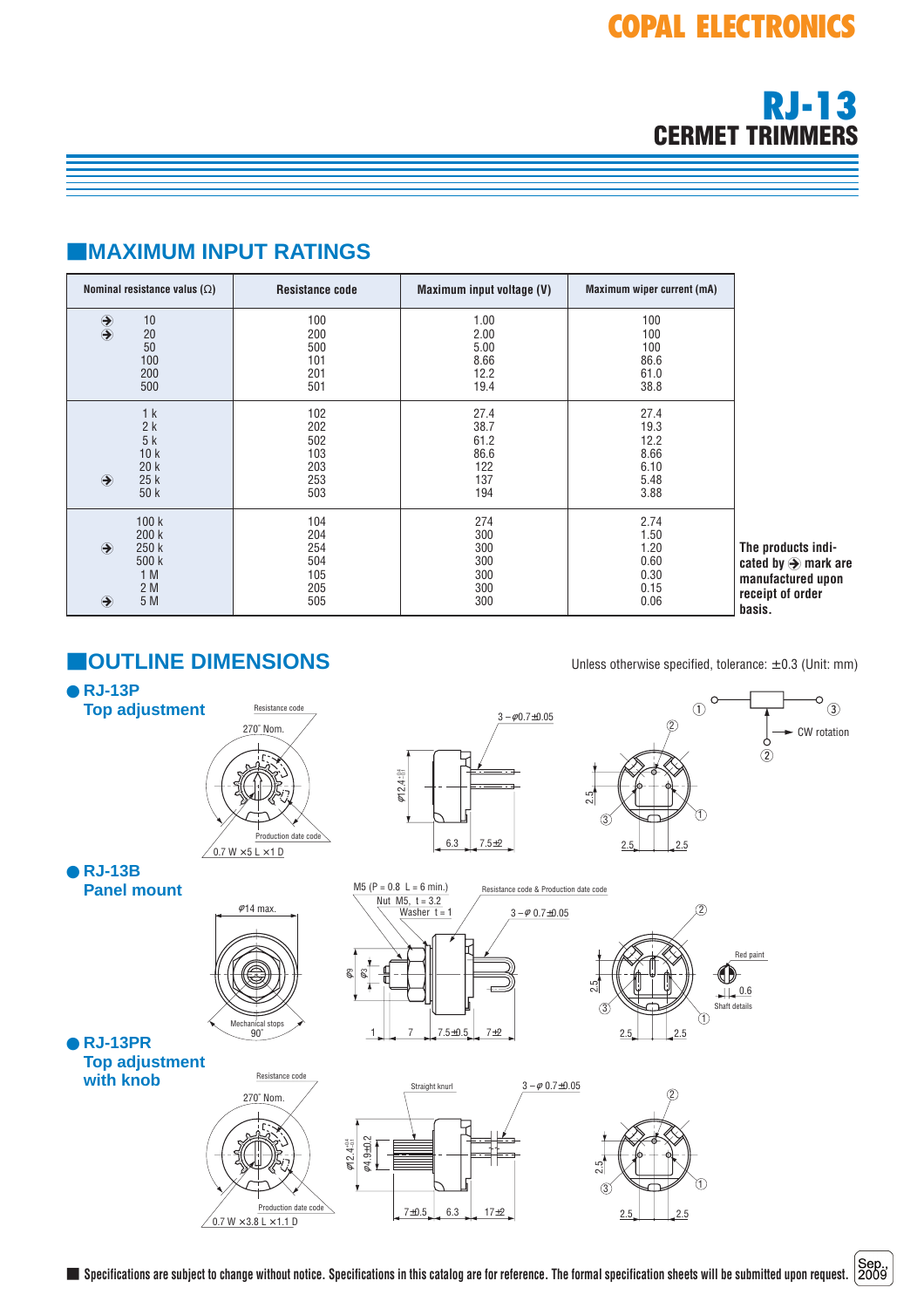# RJ-13

## CERMET TRIMMERS

## ■MAXIMUM INPUT RATINGS

| Nominal resistance valus (Ω) | Resistance code | Maximum input voltage (V) | Maximum wiper current (mA) |
|---|---|---|---|
| ➔ 10 | 100 | 1.00 | 100 |
| ➔ 20 | 200 | 2.00 | 100 |
| 50 | 500 | 5.00 | 100 |
| 100 | 101 | 8.66 | 86.6 |
| 200 | 201 | 12.2 | 61.0 |
| 500 | 501 | 19.4 | 38.8 |
| 1 k | 102 | 27.4 | 27.4 |
| 2 k | 202 | 38.7 | 19.3 |
| 5 k | 502 | 61.2 | 12.2 |
| 10 k | 103 | 86.6 | 8.66 |
| 20 k | 203 | 122 | 6.10 |
| ➔ 25 k | 253 | 137 | 5.48 |
| 50 k | 503 | 194 | 3.88 |
| 100 k | 104 | 274 | 2.74 |
| 200 k | 204 | 300 | 1.50 |
| ➔ 250 k | 254 | 300 | 1.20 |
| 500 k | 504 | 300 | 0.60 |
| 1 M | 105 | 300 | 0.30 |
| 2 M | 205 | 300 | 0.15 |
| ➔ 5 M | 505 | 300 | 0.06 |

**The products indicated by ➔ mark are manufactured upon receipt of order basis.**

## ■OUTLINE DIMENSIONS

Unless otherwise specified, tolerance: ±0.3 (Unit: mm)

### ● RJ-13P Top adjustment

Resistance code
270° Nom.
Production date code
0.7 W × 5 L × 1 D
3 – φ0.7±0.05
φ12.4
6.3 7.5±2
2.5 2.5 2.5
① ② ③
CW rotation

### ● RJ-13B Panel mount

φ14 max.
Mechanical stops 90°
M5 (P = 0.8 L = 6 min.)
Nut M5, t = 3.2
Washer t = 1
Resistance code & Production date code
3 – φ 0.7±0.05
φ9 φ3
1 7 7.5±0.5 7±2
2.5 2.5 2.5
Red paint
0.6
Shaft details

### ● RJ-13PR Top adjustment with knob

Resistance code
270° Nom.
Production date code
0.7 W × 3.8 L × 1.1 D
Straight knurl
3 – φ 0.7±0.05
φ12.4 φ4.9±0.2
7±0.5 6.3 17±2
2.5 2.5 2.5

■ Specifications are subject to change without notice. Specifications in this catalog are for reference. The formal specification sheets will be submitted upon request.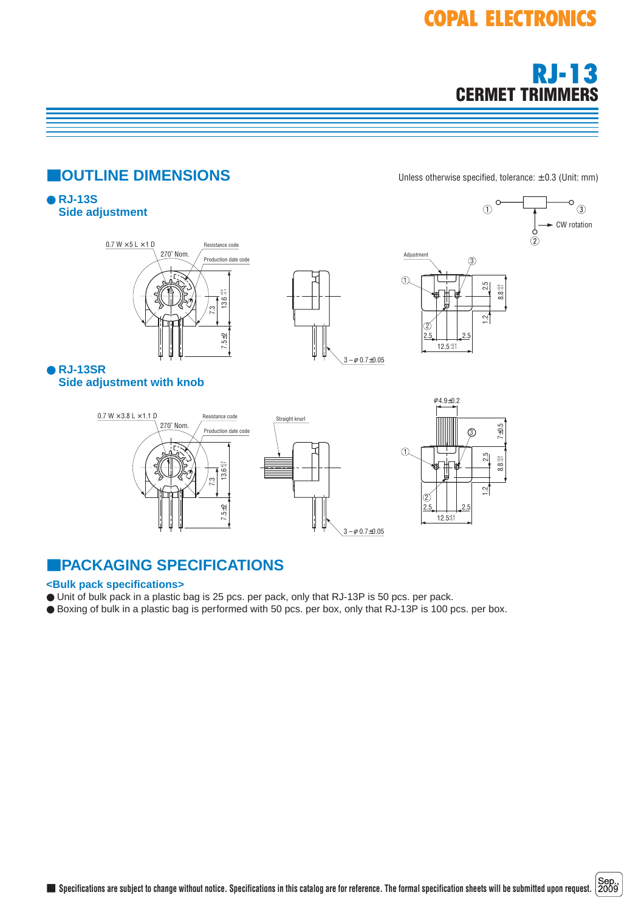# RJ-13
## CERMET TRIMMERS

## OUTLINE DIMENSIONS

Unless otherwise specified, tolerance: ±0.3 (Unit: mm)

### ● RJ-13S
### Side adjustment

① ③ ② CW rotation

0.7 W ×5 L ×1 D
270° Nom.
Resistance code
Production date code
13.6
7.3
7.5±2
3－φ 0.7±0.05
Adjustment
①
②
③
2.5
8.8
1.2
2.5
2.5
12.5

### ● RJ-13SR
### Side adjustment with knob

0.7 W ×3.8 L ×1.1 D
270° Nom.
Resistance code
Production date code
13.6
7.3
7.5±2
Straight knurl
3－φ 0.7±0.05
φ4.9±0.2
7±0.5
①
②
③
2.5
8.8
1.2
2.5
2.5
12.5

## PACKAGING SPECIFICATIONS

### <Bulk pack specifications>

- Unit of bulk pack in a plastic bag is 25 pcs. per pack, only that RJ-13P is 50 pcs. per pack.
- Boxing of bulk in a plastic bag is performed with 50 pcs. per box, only that RJ-13P is 100 pcs. per box.

■ Specifications are subject to change without notice. Specifications in this catalog are for reference. The formal specification sheets will be submitted upon request.